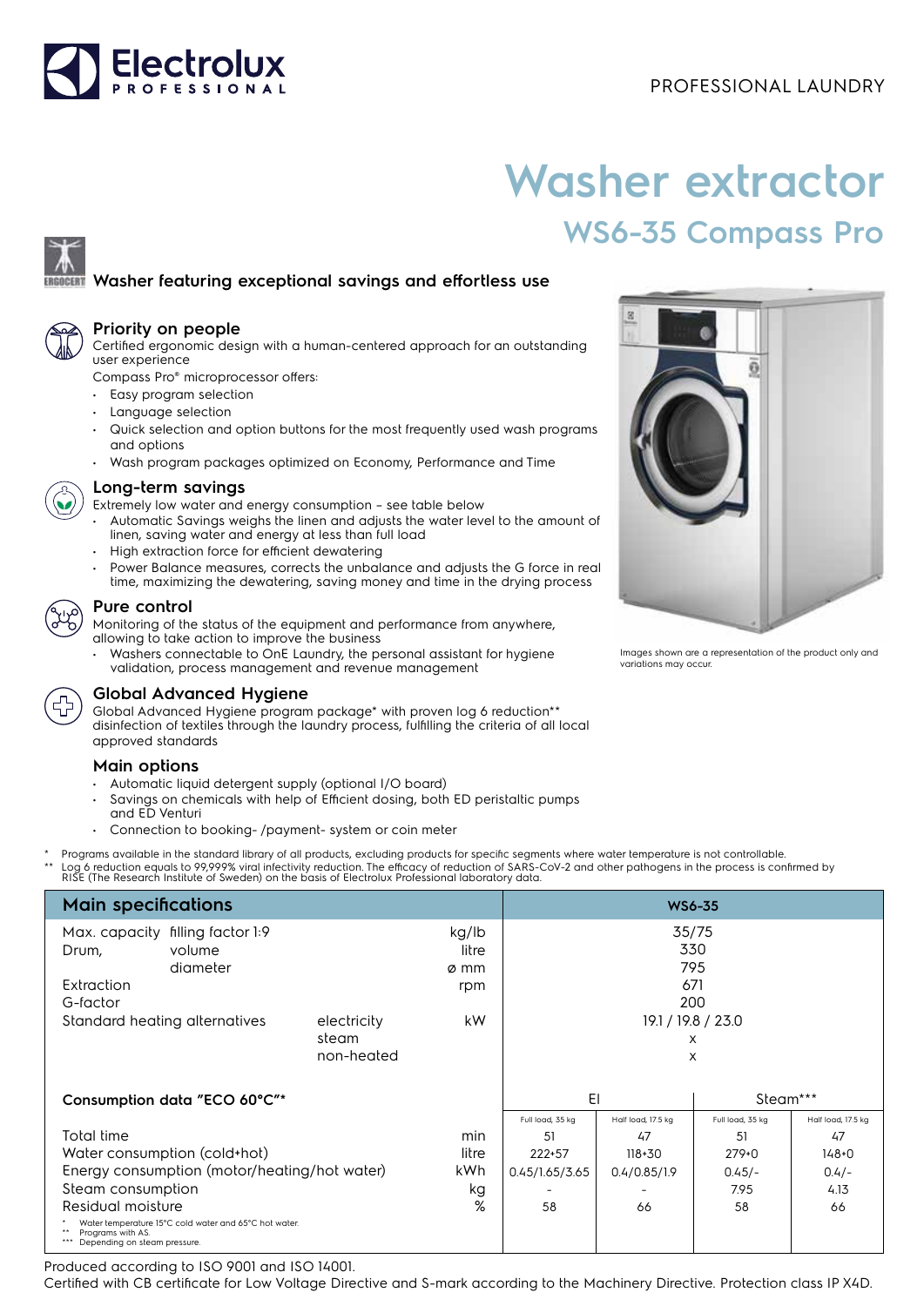PROFESSIONAL LAUNDRY

# Washer extractor

## WS6-35 Compass Pro

### Washer featuring exceptional savings and effortless use

### Priority on people

Certified ergonomic design with a human-centered approach for an outstanding user experience

Compass Pro® microprocessor offers:

- Easy program selection
- Language selection
- Quick selection and option buttons for the most frequently used wash programs and options
- Wash program packages optimized on Economy, Performance and Time

### Long-term savings

Extremely low water and energy consumption – see table below

- Automatic Savings weighs the linen and adjusts the water level to the amount of linen, saving water and energy at less than full load
- High extraction force for efficient dewatering
- Power Balance measures, corrects the unbalance and adjusts the G force in real time, maximizing the dewatering, saving money and time in the drying process

### Pure control

Monitoring of the status of the equipment and performance from anywhere, allowing to take action to improve the business

- Washers connectable to OnE Laundry, the personal assistant for hygiene validation, process management and revenue management

### Global Advanced Hygiene

Global Advanced Hygiene program package* with proven log 6 reduction** disinfection of textiles through the laundry process, fulfilling the criteria of all local approved standards

### Main options

- Automatic liquid detergent supply (optional I/O board)
- Savings on chemicals with help of Efficient dosing, both ED peristaltic pumps and ED Venturi
- Connection to booking- /payment- system or coin meter

Images shown are a representation of the product only and variations may occur.

\* Programs available in the standard library of all products, excluding products for specific segments where water temperature is not controllable.
\** Log 6 reduction equals to 99,999% viral infectivity reduction. The efficacy of reduction of SARS-CoV-2 and other pathogens in the process is confirmed by RISE (The Research Institute of Sweden) on the basis of Electrolux Professional laboratory data.

| Main specifications | | | | WS6-35 | | | |
|---|---|---|---|---|---|---|---|
| Max. capacity | filling factor 1:9 | | kg/lb | 35/75 | | | |
| Drum, | volume | | litre | 330 | | | |
| | diameter | | ø mm | 795 | | | |
| Extraction | | | rpm | 671 | | | |
| G-factor | | | | 200 | | | |
| Standard heating alternatives | | electricity | kW | 19.1 / 19.8 / 23.0 | | | |
| | | steam | | x | | | |
| | | non-heated | | x | | | |
| **Consumption data "ECO 60°C"*** | | | | El | | Steam*** | |
| | | | | Full load, 35 kg | Half load, 17.5 kg | Full load, 35 kg | Half load, 17.5 kg |
| Total time | | | min | 51 | 47 | 51 | 47 |
| Water consumption (cold+hot) | | | litre | 222+57 | 118+30 | 279+0 | 148+0 |
| Energy consumption (motor/heating/hot water) | | | kWh | 0.45/1.65/3.65 | 0.4/0.85/1.9 | 0.45/- | 0.4/- |
| Steam consumption | | | kg | - | - | 7.95 | 4.13 |
| Residual moisture | | | % | 58 | 66 | 58 | 66 |

\* Water temperature 15°C cold water and 65°C hot water.
\** Programs with AS.
\*** Depending on steam pressure.

Produced according to ISO 9001 and ISO 14001.
Certified with CB certificate for Low Voltage Directive and S-mark according to the Machinery Directive. Protection class IP X4D.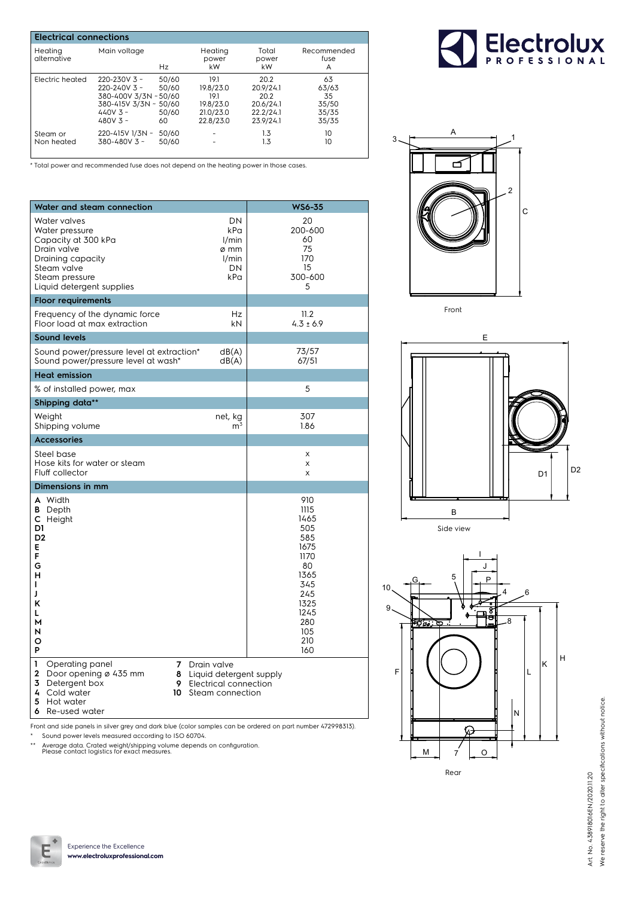## Electrical connections

| Heating alternative | Main voltage | Hz | Heating power kW | Total power kW | Recommended fuse A |
|---|---|---|---|---|---|
| Electric heated | 220-230V 3 ~ | 50/60 | 19.1 | 20.2 | 63 |
| | 220-240V 3 ~ | 50/60 | 19.8/23.0 | 20.9/24.1 | 63/63 |
| | 380-400V 3/3N ~ | 50/60 | 19.1 | 20.2 | 35 |
| | 380-415V 3/3N ~ | 50/60 | 19.8/23.0 | 20.6/24.1 | 35/50 |
| | 440V 3 ~ | 50/60 | 21.0/23.0 | 22.2/24.1 | 35/35 |
| | 480V 3 ~ | 60 | 22.8/23.0 | 23.9/24.1 | 35/35 |
| Steam or Non heated | 220-415V 1/3N ~ | 50/60 | - | 1.3 | 10 |
| | 380-480V 3 ~ | 50/60 | - | 1.3 | 10 |

* Total power and recommended fuse does not depend on the heating power in those cases.

| Water and steam connection | | WS6-35 |
|---|---|---|
| Water valves | DN | 20 |
| Water pressure | kPa | 200-600 |
| Capacity at 300 kPa | l/min | 60 |
| Drain valve | ø mm | 75 |
| Draining capacity | l/min | 170 |
| Steam valve | DN | 15 |
| Steam pressure | kPa | 300-600 |
| Liquid detergent supplies | | 5 |
| **Floor requirements** | | |
| Frequency of the dynamic force | Hz | 11.2 |
| Floor load at max extraction | kN | 4.3 ± 6.9 |
| **Sound levels** | | |
| Sound power/pressure level at extraction* | dB(A) | 73/57 |
| Sound power/pressure level at wash* | dB(A) | 67/51 |
| **Heat emission** | | |
| % of installed power, max | | 5 |
| **Shipping data**** | | |
| Weight | net, kg | 307 |
| Shipping volume | $m^3$ | 1.86 |
| **Accessories** | | |
| Steel base | | x |
| Hose kits for water or steam | | x |
| Fluff collector | | x |
| **Dimensions in mm** | | |
| **A** Width | | 910 |
| **B** Depth | | 1115 |
| **C** Height | | 1465 |
| **D1** | | 505 |
| **D2** | | 585 |
| **E** | | 1675 |
| **F** | | 1170 |
| **G** | | 80 |
| **H** | | 1365 |
| **I** | | 345 |
| **J** | | 245 |
| **K** | | 1325 |
| **L** | | 1245 |
| **M** | | 280 |
| **N** | | 105 |
| **O** | | 210 |
| **P** | | 160 |

1. Operating panel
2. Door opening ø 435 mm
3. Detergent box
4. Cold water
5. Hot water
6. Re-used water
7. Drain valve
8. Liquid detergent supply
9. Electrical connection
10. Steam connection

Front and side panels in silver grey and dark blue (color samples can be ordered on part number 472998313).

\* Sound power levels measured according to ISO 60704.

\*\* Average data. Crated weight/shipping volume depends on configuration. Please contact logistics for exact measures.

Front

Side view

Rear

Experience the Excellence
**www.electroluxprofessional.com**

Art. No. 438918016EN/20201120
We reserve the right to alter specifications without notice.